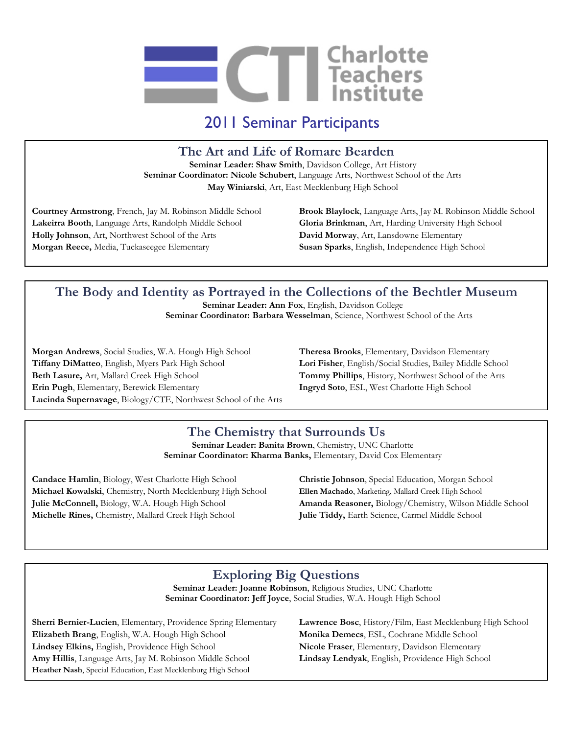# Charlotte Teachers Institute

## 2011 Seminar Participants

### The Art and Life of Romare Bearden

**Seminar Leader: Shaw Smith**, Davidson College, Art History
**Seminar Coordinator: Nicole Schubert**, Language Arts, Northwest School of the Arts
**May Winiarski**, Art, East Mecklenburg High School

**Courtney Armstrong**, French, Jay M. Robinson Middle School
**Lakeirra Booth**, Language Arts, Randolph Middle School
**Holly Johnson**, Art, Northwest School of the Arts
**Morgan Reece,** Media, Tuckaseegee Elementary
**Brook Blaylock**, Language Arts, Jay M. Robinson Middle School
**Gloria Brinkman**, Art, Harding University High School
**David Morway**, Art, Lansdowne Elementary
**Susan Sparks**, English, Independence High School

### The Body and Identity as Portrayed in the Collections of the Bechtler Museum

**Seminar Leader: Ann Fox**, English, Davidson College
**Seminar Coordinator: Barbara Wesselman**, Science, Northwest School of the Arts

**Morgan Andrews**, Social Studies, W.A. Hough High School
**Tiffany DiMatteo**, English, Myers Park High School
**Beth Lasure,** Art, Mallard Creek High School
**Erin Pugh**, Elementary, Berewick Elementary
**Lucinda Supernavage**, Biology/CTE, Northwest School of the Arts
**Theresa Brooks**, Elementary, Davidson Elementary
**Lori Fisher**, English/Social Studies, Bailey Middle School
**Tommy Phillips**, History, Northwest School of the Arts
**Ingryd Soto**, ESL, West Charlotte High School

### The Chemistry that Surrounds Us

**Seminar Leader: Banita Brown**, Chemistry, UNC Charlotte
**Seminar Coordinator: Kharma Banks,** Elementary, David Cox Elementary

**Candace Hamlin**, Biology, West Charlotte High School
**Michael Kowalski**, Chemistry, North Mecklenburg High School
**Julie McConnell,** Biology, W.A. Hough High School
**Michelle Rines,** Chemistry, Mallard Creek High School
**Christie Johnson**, Special Education, Morgan School
**Ellen Machado**, Marketing, Mallard Creek High School
**Amanda Reasoner,** Biology/Chemistry, Wilson Middle School
**Julie Tiddy,** Earth Science, Carmel Middle School

### Exploring Big Questions

**Seminar Leader: Joanne Robinson**, Religious Studies, UNC Charlotte
**Seminar Coordinator: Jeff Joyce**, Social Studies, W.A. Hough High School

**Sherri Bernier-Lucien**, Elementary, Providence Spring Elementary
**Elizabeth Brang**, English, W.A. Hough High School
**Lindsey Elkins,** English, Providence High School
**Amy Hillis**, Language Arts, Jay M. Robinson Middle School
**Heather Nash**, Special Education, East Mecklenburg High School
**Lawrence Bosc**, History/Film, East Mecklenburg High School
**Monika Demecs**, ESL, Cochrane Middle School
**Nicole Fraser**, Elementary, Davidson Elementary
**Lindsay Lendyak**, English, Providence High School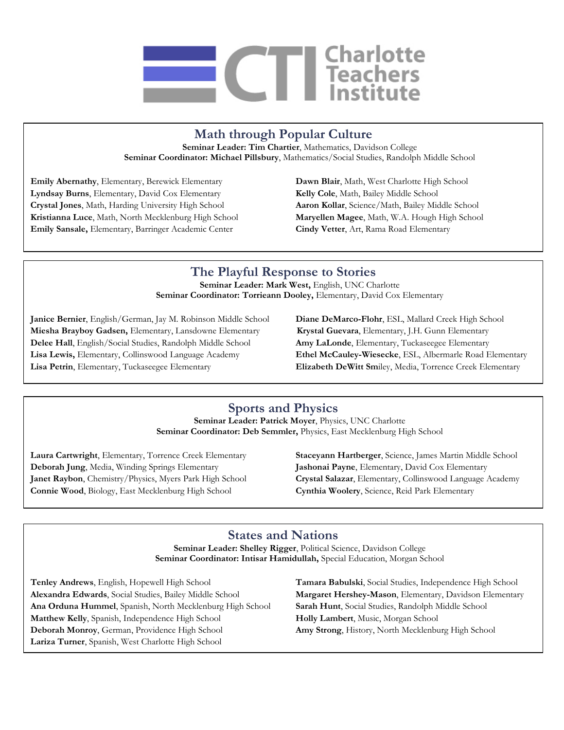Charlotte Teachers Institute

## Math through Popular Culture

**Seminar Leader: Tim Chartier**, Mathematics, Davidson College
**Seminar Coordinator: Michael Pillsbury**, Mathematics/Social Studies, Randolph Middle School

**Emily Abernathy**, Elementary, Berewick Elementary
**Lyndsay Burns**, Elementary, David Cox Elementary
**Crystal Jones**, Math, Harding University High School
**Kristianna Luce**, Math, North Mecklenburg High School
**Emily Sansale,** Elementary, Barringer Academic Center
**Dawn Blair**, Math, West Charlotte High School
**Kelly Cole**, Math, Bailey Middle School
**Aaron Kollar**, Science/Math, Bailey Middle School
**Maryellen Magee**, Math, W.A. Hough High School
**Cindy Vetter**, Art, Rama Road Elementary

## The Playful Response to Stories

**Seminar Leader: Mark West,** English, UNC Charlotte
**Seminar Coordinator: Torrieann Dooley,** Elementary, David Cox Elementary

**Janice Bernier**, English/German, Jay M. Robinson Middle School
**Miesha Brayboy Gadsen,** Elementary, Lansdowne Elementary
**Delee Hall**, English/Social Studies, Randolph Middle School
**Lisa Lewis,** Elementary, Collinswood Language Academy
**Lisa Petrin**, Elementary, Tuckaseegee Elementary
**Diane DeMarco-Flohr**, ESL, Mallard Creek High School
**Krystal Guevara**, Elementary, J.H. Gunn Elementary
**Amy LaLonde**, Elementary, Tuckaseegee Elementary
**Ethel McCauley-Wiesecke**, ESL, Albermarle Road Elementary
**Elizabeth DeWitt Sm**iley, Media, Torrence Creek Elementary

## Sports and Physics

**Seminar Leader: Patrick Moyer**, Physics, UNC Charlotte
**Seminar Coordinator: Deb Semmler,** Physics, East Mecklenburg High School

**Laura Cartwright**, Elementary, Torrence Creek Elementary
**Deborah Jung**, Media, Winding Springs Elementary
**Janet Raybon**, Chemistry/Physics, Myers Park High School
**Connie Wood**, Biology, East Mecklenburg High School
**Staceyann Hartberger**, Science, James Martin Middle School
**Jashonai Payne**, Elementary, David Cox Elementary
**Crystal Salazar**, Elementary, Collinswood Language Academy
**Cynthia Woolery**, Science, Reid Park Elementary

## States and Nations

**Seminar Leader: Shelley Rigger**, Political Science, Davidson College
**Seminar Coordinator: Intisar Hamidullah,** Special Education, Morgan School

**Tenley Andrews**, English, Hopewell High School
**Alexandra Edwards**, Social Studies, Bailey Middle School
**Ana Orduna Hummel**, Spanish, North Mecklenburg High School
**Matthew Kelly**, Spanish, Independence High School
**Deborah Monroy**, German, Providence High School
**Lariza Turner**, Spanish, West Charlotte High School
**Tamara Babulski**, Social Studies, Independence High School
**Margaret Hershey-Mason**, Elementary, Davidson Elementary
**Sarah Hunt**, Social Studies, Randolph Middle School
**Holly Lambert**, Music, Morgan School
**Amy Strong**, History, North Mecklenburg High School